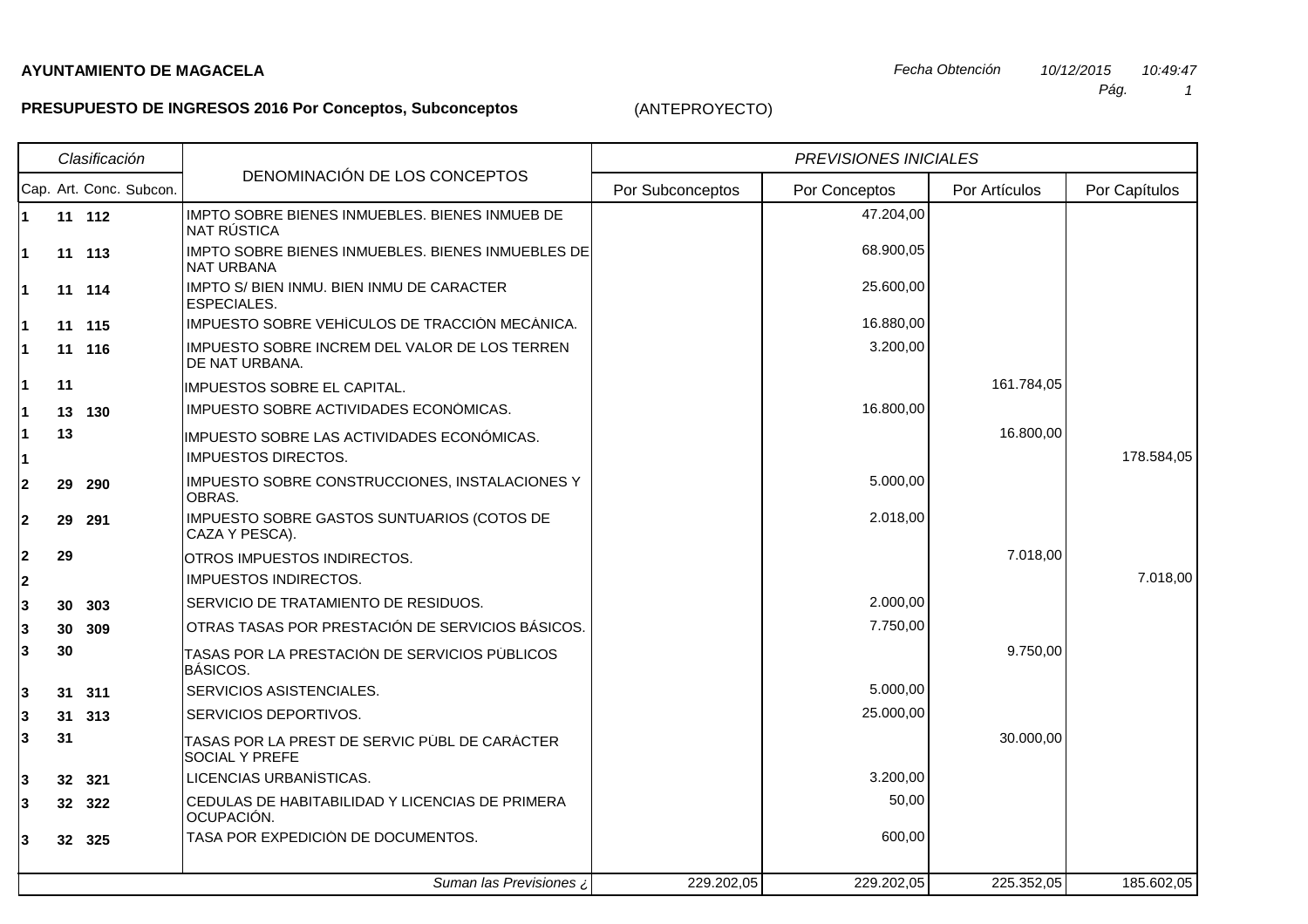**AYUNTAMIENTO DE MAGACELA**

*Fecha Obtención* *10/12/2015* *10:49:47*

**PRESUPUESTO DE INGRESOS 2016 Por Conceptos, Subconceptos** (ANTEPROYECTO)

| *Clasificación* | | | | DENOMINACIÓN DE LOS CONCEPTOS | *PREVISIONES INICIALES* | | | |
|---|---|---|---|---|---|---|---|---|
| Cap. | Art. | Conc. | Subcon. | | Por Subconceptos | Por Conceptos | Por Artículos | Por Capítulos |
| **1** | **11** | **112** | | IMPTO SOBRE BIENES INMUEBLES. BIENES INMUEB DE NAT RÚSTICA | | 47.204,00 | | |
| **1** | **11** | **113** | | IMPTO SOBRE BIENES INMUEBLES. BIENES INMUEBLES DE NAT URBANA | | 68.900,05 | | |
| **1** | **11** | **114** | | IMPTO S/ BIEN INMU. BIEN INMU DE CARACTER ESPECIALES. | | 25.600,00 | | |
| **1** | **11** | **115** | | IMPUESTO SOBRE VEHÍCULOS DE TRACCIÓN MECÁNICA. | | 16.880,00 | | |
| **1** | **11** | **116** | | IMPUESTO SOBRE INCREM DEL VALOR DE LOS TERREN DE NAT URBANA. | | 3.200,00 | | |
| **1** | **11** | | | IMPUESTOS SOBRE EL CAPITAL. | | | 161.784,05 | |
| **1** | **13** | **130** | | IMPUESTO SOBRE ACTIVIDADES ECONÓMICAS. | | 16.800,00 | | |
| **1** | **13** | | | IMPUESTO SOBRE LAS ACTIVIDADES ECONÓMICAS. | | | 16.800,00 | |
| **1** | | | | IMPUESTOS DIRECTOS. | | | | 178.584,05 |
| **2** | **29** | **290** | | IMPUESTO SOBRE CONSTRUCCIONES, INSTALACIONES Y OBRAS. | | 5.000,00 | | |
| **2** | **29** | **291** | | IMPUESTO SOBRE GASTOS SUNTUARIOS (COTOS DE CAZA Y PESCA). | | 2.018,00 | | |
| **2** | **29** | | | OTROS IMPUESTOS INDIRECTOS. | | | 7.018,00 | |
| **2** | | | | IMPUESTOS INDIRECTOS. | | | | 7.018,00 |
| **3** | **30** | **303** | | SERVICIO DE TRATAMIENTO DE RESIDUOS. | | 2.000,00 | | |
| **3** | **30** | **309** | | OTRAS TASAS POR PRESTACIÓN DE SERVICIOS BÁSICOS. | | 7.750,00 | | |
| **3** | **30** | | | TASAS POR LA PRESTACIÓN DE SERVICIOS PÚBLICOS BÁSICOS. | | | 9.750,00 | |
| **3** | **31** | **311** | | SERVICIOS ASISTENCIALES. | | 5.000,00 | | |
| **3** | **31** | **313** | | SERVICIOS DEPORTIVOS. | | 25.000,00 | | |
| **3** | **31** | | | TASAS POR LA PREST DE SERVIC PÚBL DE CARÁCTER SOCIAL Y PREFE | | | 30.000,00 | |
| **3** | **32** | **321** | | LICENCIAS URBANÍSTICAS. | | 3.200,00 | | |
| **3** | **32** | **322** | | CEDULAS DE HABITABILIDAD Y LICENCIAS DE PRIMERA OCUPACIÓN. | | 50,00 | | |
| **3** | **32** | **325** | | TASA POR EXPEDICIÓN DE DOCUMENTOS. | | 600,00 | | |
| | | | | *Suman las Previsiones ¿* | 229.202,05 | 229.202,05 | 225.352,05 | 185.602,05 |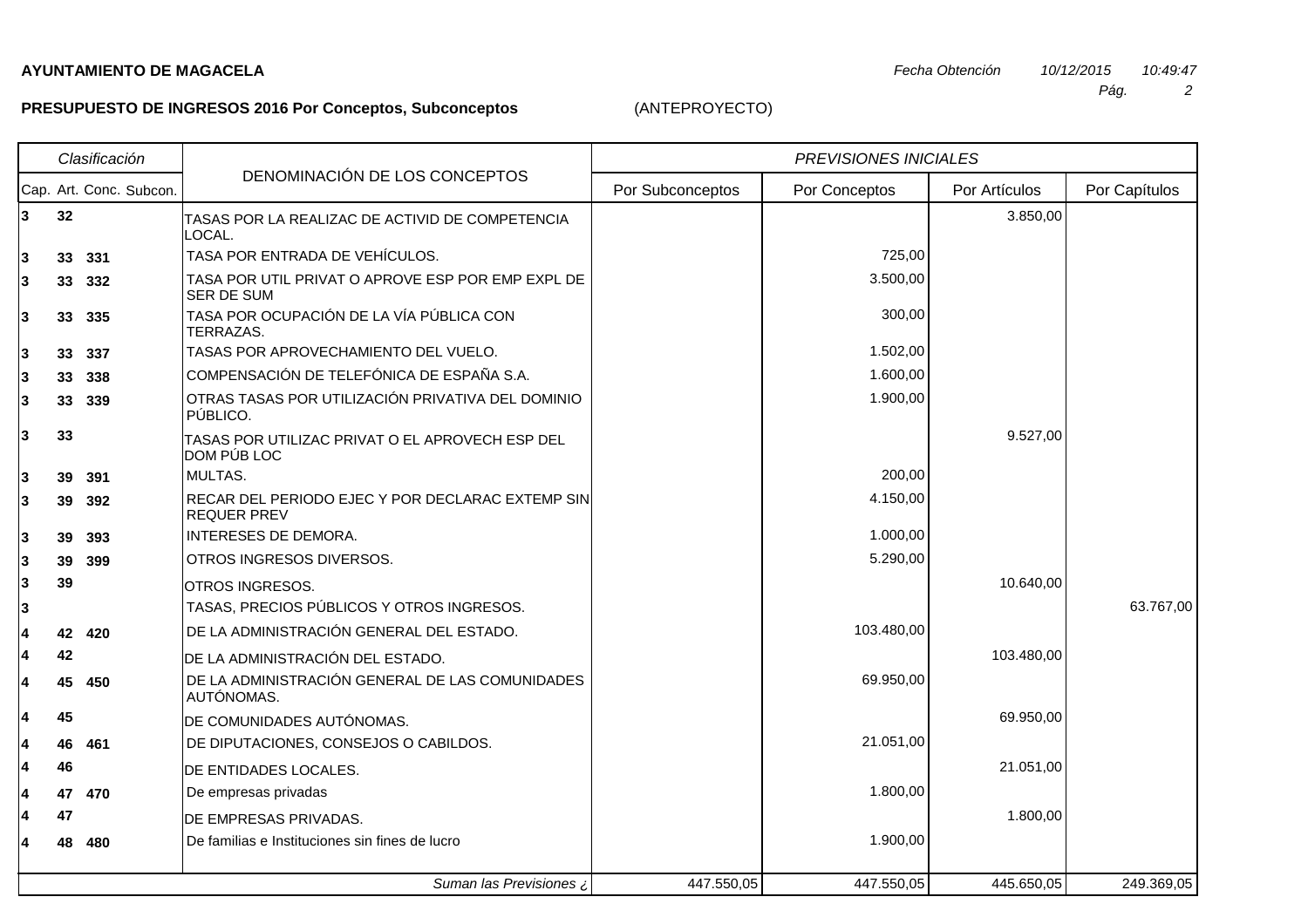**AYUNTAMIENTO DE MAGACELA**

*Fecha Obtención* *10/12/2015* *10:49:47*

**PRESUPUESTO DE INGRESOS 2016 Por Conceptos, Subconceptos** (ANTEPROYECTO)

| *Clasificación* | | | | DENOMINACIÓN DE LOS CONCEPTOS | *PREVISIONES INICIALES* | | | |
|---|---|---|---|---|---|---|---|---|
| Cap. | Art. | Conc. | Subcon. | | Por Subconceptos | Por Conceptos | Por Artículos | Por Capítulos |
| 3 | 32 | | | TASAS POR LA REALIZAC DE ACTIVID DE COMPETENCIA LOCAL. | | | 3.850,00 | |
| 3 | 33 | 331 | | TASA POR ENTRADA DE VEHÍCULOS. | | 725,00 | | |
| 3 | 33 | 332 | | TASA POR UTIL PRIVAT O APROVE ESP POR EMP EXPL DE SER DE SUM | | 3.500,00 | | |
| 3 | 33 | 335 | | TASA POR OCUPACIÓN DE LA VÍA PÚBLICA CON TERRAZAS. | | 300,00 | | |
| 3 | 33 | 337 | | TASAS POR APROVECHAMIENTO DEL VUELO. | | 1.502,00 | | |
| 3 | 33 | 338 | | COMPENSACIÓN DE TELEFÓNICA DE ESPAÑA S.A. | | 1.600,00 | | |
| 3 | 33 | 339 | | OTRAS TASAS POR UTILIZACIÓN PRIVATIVA DEL DOMINIO PÚBLICO. | | 1.900,00 | | |
| 3 | 33 | | | TASAS POR UTILIZAC PRIVAT O EL APROVECH ESP DEL DOM PÚB LOC | | | 9.527,00 | |
| 3 | 39 | 391 | | MULTAS. | | 200,00 | | |
| 3 | 39 | 392 | | RECAR DEL PERIODO EJEC Y POR DECLARAC EXTEMP SIN REQUER PREV | | 4.150,00 | | |
| 3 | 39 | 393 | | INTERESES DE DEMORA. | | 1.000,00 | | |
| 3 | 39 | 399 | | OTROS INGRESOS DIVERSOS. | | 5.290,00 | | |
| 3 | 39 | | | OTROS INGRESOS. | | | 10.640,00 | |
| 3 | | | | TASAS, PRECIOS PÚBLICOS Y OTROS INGRESOS. | | | | 63.767,00 |
| 4 | 42 | 420 | | DE LA ADMINISTRACIÓN GENERAL DEL ESTADO. | | 103.480,00 | | |
| 4 | 42 | | | DE LA ADMINISTRACIÓN DEL ESTADO. | | | 103.480,00 | |
| 4 | 45 | 450 | | DE LA ADMINISTRACIÓN GENERAL DE LAS COMUNIDADES AUTÓNOMAS. | | 69.950,00 | | |
| 4 | 45 | | | DE COMUNIDADES AUTÓNOMAS. | | | 69.950,00 | |
| 4 | 46 | 461 | | DE DIPUTACIONES, CONSEJOS O CABILDOS. | | 21.051,00 | | |
| 4 | 46 | | | DE ENTIDADES LOCALES. | | | 21.051,00 | |
| 4 | 47 | 470 | | De empresas privadas | | 1.800,00 | | |
| 4 | 47 | | | DE EMPRESAS PRIVADAS. | | | 1.800,00 | |
| 4 | 48 | 480 | | De familias e Instituciones sin fines de lucro | | 1.900,00 | | |
| | | | | *Suman las Previsiones ¿* | 447.550,05 | 447.550,05 | 445.650,05 | 249.369,05 |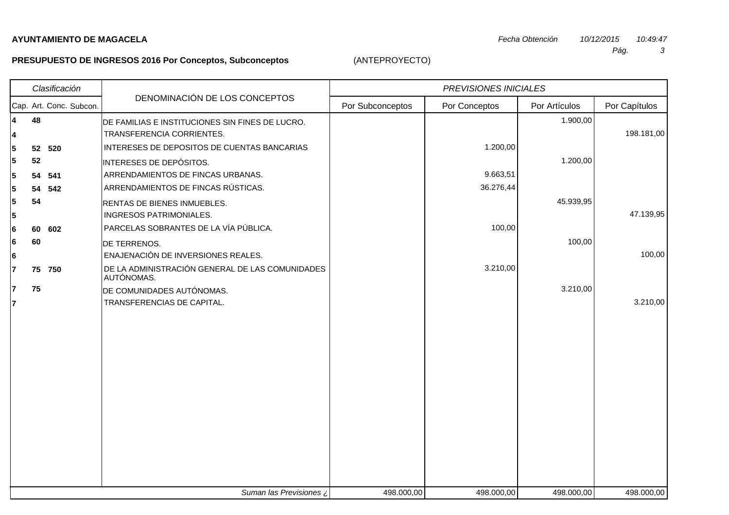**AYUNTAMIENTO DE MAGACELA**

*Fecha Obtención* *10/12/2015* *10:49:47*

**PRESUPUESTO DE INGRESOS 2016 Por Conceptos, Subconceptos** (ANTEPROYECTO)

| *Clasificación* | | | | DENOMINACIÓN DE LOS CONCEPTOS | *PREVISIONES INICIALES* | | | |
|---|---|---|---|---|---|---|---|---|
| Cap. | Art. | Conc. | Subcon. | | Por Subconceptos | Por Conceptos | Por Artículos | Por Capítulos |
| **4** | **48** | | | DE FAMILIAS E INSTITUCIONES SIN FINES DE LUCRO. | | | 1.900,00 | |
| **4** | | | | TRANSFERENCIA CORRIENTES. | | | | 198.181,00 |
| **5** | **52** | **520** | | INTERESES DE DEPOSITOS DE CUENTAS BANCARIAS | | 1.200,00 | | |
| **5** | **52** | | | INTERESES DE DEPÓSITOS. | | | 1.200,00 | |
| **5** | **54** | **541** | | ARRENDAMIENTOS DE FINCAS URBANAS. | | 9.663,51 | | |
| **5** | **54** | **542** | | ARRENDAMIENTOS DE FINCAS RÚSTICAS. | | 36.276,44 | | |
| **5** | **54** | | | RENTAS DE BIENES INMUEBLES. | | | 45.939,95 | |
| **5** | | | | INGRESOS PATRIMONIALES. | | | | 47.139,95 |
| **6** | **60** | **602** | | PARCELAS SOBRANTES DE LA VÍA PÚBLICA. | | 100,00 | | |
| **6** | **60** | | | DE TERRENOS. | | | 100,00 | |
| **6** | | | | ENAJENACIÓN DE INVERSIONES REALES. | | | | 100,00 |
| **7** | **75** | **750** | | DE LA ADMINISTRACIÓN GENERAL DE LAS COMUNIDADES AUTÓNOMAS. | | 3.210,00 | | |
| **7** | **75** | | | DE COMUNIDADES AUTÓNOMAS. | | | 3.210,00 | |
| **7** | | | | TRANSFERENCIAS DE CAPITAL. | | | | 3.210,00 |
| | | | | *Suman las Previsiones ¿* | 498.000,00 | 498.000,00 | 498.000,00 | 498.000,00 |